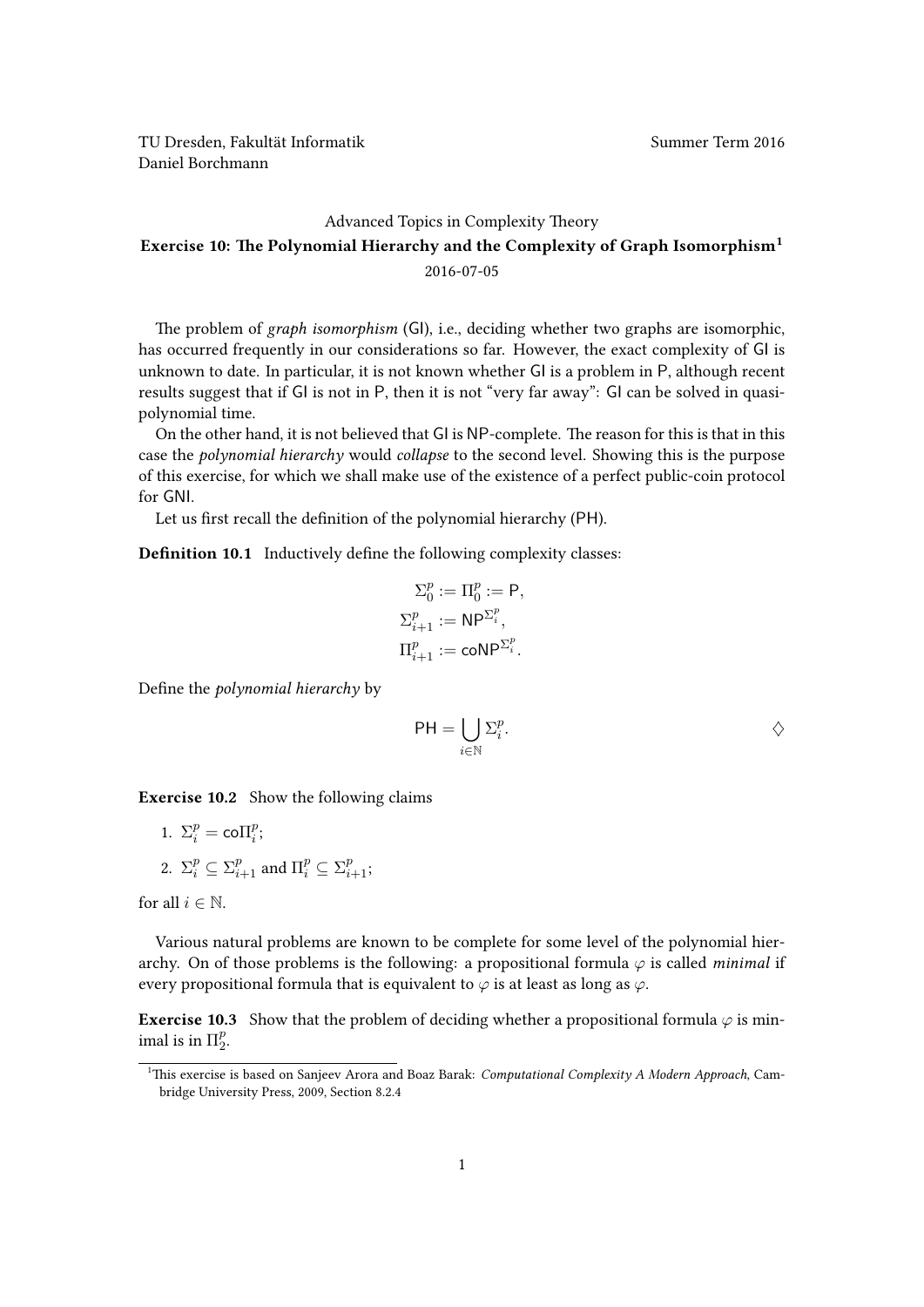TU Dresden, Fakultät Informatik
Daniel Borchmann

Summer Term 2016

## Advanced Topics in Complexity Theory

### Exercise 10: The Polynomial Hierarchy and the Complexity of Graph Isomorphism[1]

2016-07-05

The problem of *graph isomorphism* (GI), i.e., deciding whether two graphs are isomorphic, has occurred frequently in our considerations so far. However, the exact complexity of GI is unknown to date. In particular, it is not known whether GI is a problem in P, although recent results suggest that if GI is not in P, then it is not "very far away": GI can be solved in quasi-polynomial time.

On the other hand, it is not believed that GI is NP-complete. The reason for this is that in this case the *polynomial hierarchy* would *collapse* to the second level. Showing this is the purpose of this exercise, for which we shall make use of the existence of a perfect public-coin protocol for GNI.

Let us first recall the definition of the polynomial hierarchy (PH).

**Definition 10.1** Inductively define the following complexity classes:

$$\Sigma_0^p := \Pi_0^p := \mathsf{P},$$
$$\Sigma_{i+1}^p := \mathsf{NP}^{\Sigma_i^p},$$
$$\Pi_{i+1}^p := \mathsf{coNP}^{\Sigma_i^p}.$$

Define the *polynomial hierarchy* by

$$\mathsf{PH} = \bigcup_{i \in \mathbb{N}} \Sigma_i^p. \qquad \diamondsuit$$

**Exercise 10.2** Show the following claims

1. $\Sigma_i^p = \mathsf{co}\Pi_i^p$;
2. $\Sigma_i^p \subseteq \Sigma_{i+1}^p$ and $\Pi_i^p \subseteq \Sigma_{i+1}^p$;

for all $i \in \mathbb{N}$.

Various natural problems are known to be complete for some level of the polynomial hierarchy. On of those problems is the following: a propositional formula $\varphi$ is called *minimal* if every propositional formula that is equivalent to $\varphi$ is at least as long as $\varphi$.

**Exercise 10.3** Show that the problem of deciding whether a propositional formula $\varphi$ is minimal is in $\Pi_2^p$.

[1] This exercise is based on Sanjeev Arora and Boaz Barak: *Computational Complexity A Modern Approach*, Cambridge University Press, 2009, Section 8.2.4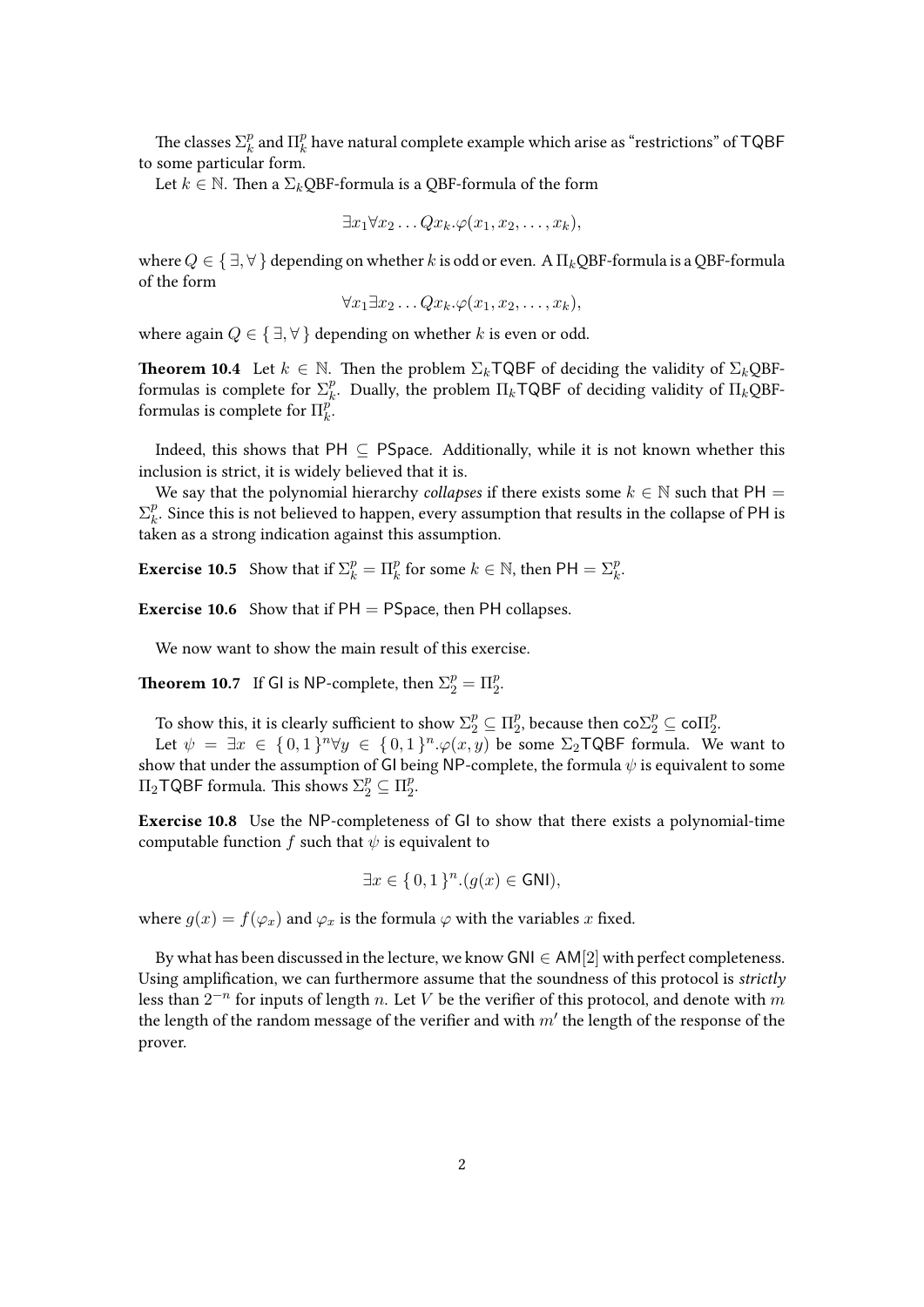The classes $\Sigma_k^p$ and $\Pi_k^p$ have natural complete example which arise as "restrictions" of TQBF to some particular form.

Let $k \in \mathbb{N}$. Then a $\Sigma_k$QBF-formula is a QBF-formula of the form

$$\exists x_1 \forall x_2 \ldots Q x_k . \varphi(x_1, x_2, \ldots, x_k),$$

where $Q \in \{ \exists, \forall \}$ depending on whether $k$ is odd or even. A $\Pi_k$QBF-formula is a QBF-formula of the form

$$\forall x_1 \exists x_2 \ldots Q x_k . \varphi(x_1, x_2, \ldots, x_k),$$

where again $Q \in \{ \exists, \forall \}$ depending on whether $k$ is even or odd.

**Theorem 10.4** Let $k \in \mathbb{N}$. Then the problem $\Sigma_k$TQBF of deciding the validity of $\Sigma_k$QBF-formulas is complete for $\Sigma_k^p$. Dually, the problem $\Pi_k$TQBF of deciding validity of $\Pi_k$QBF-formulas is complete for $\Pi_k^p$.

Indeed, this shows that $\mathsf{PH} \subseteq \mathsf{PSpace}$. Additionally, while it is not known whether this inclusion is strict, it is widely believed that it is.

We say that the polynomial hierarchy *collapses* if there exists some $k \in \mathbb{N}$ such that $\mathsf{PH} = \Sigma_k^p$. Since this is not believed to happen, every assumption that results in the collapse of PH is taken as a strong indication against this assumption.

**Exercise 10.5** Show that if $\Sigma_k^p = \Pi_k^p$ for some $k \in \mathbb{N}$, then $\mathsf{PH} = \Sigma_k^p$.

**Exercise 10.6** Show that if $\mathsf{PH} = \mathsf{PSpace}$, then PH collapses.

We now want to show the main result of this exercise.

**Theorem 10.7** If GI is NP-complete, then $\Sigma_2^p = \Pi_2^p$.

To show this, it is clearly sufficient to show $\Sigma_2^p \subseteq \Pi_2^p$, because then $\mathsf{co}\Sigma_2^p \subseteq \mathsf{co}\Pi_2^p$.

Let $\psi = \exists x \in \{0,1\}^n \forall y \in \{0,1\}^n . \varphi(x,y)$ be some $\Sigma_2$TQBF formula. We want to show that under the assumption of GI being NP-complete, the formula $\psi$ is equivalent to some $\Pi_2$TQBF formula. This shows $\Sigma_2^p \subseteq \Pi_2^p$.

**Exercise 10.8** Use the NP-completeness of GI to show that there exists a polynomial-time computable function $f$ such that $\psi$ is equivalent to

$$\exists x \in \{0,1\}^n . (g(x) \in \mathsf{GNI}),$$

where $g(x) = f(\varphi_x)$ and $\varphi_x$ is the formula $\varphi$ with the variables $x$ fixed.

By what has been discussed in the lecture, we know $\mathsf{GNI} \in \mathsf{AM}[2]$ with perfect completeness. Using amplification, we can furthermore assume that the soundness of this protocol is *strictly* less than $2^{-n}$ for inputs of length $n$. Let $V$ be the verifier of this protocol, and denote with $m$ the length of the random message of the verifier and with $m'$ the length of the response of the prover.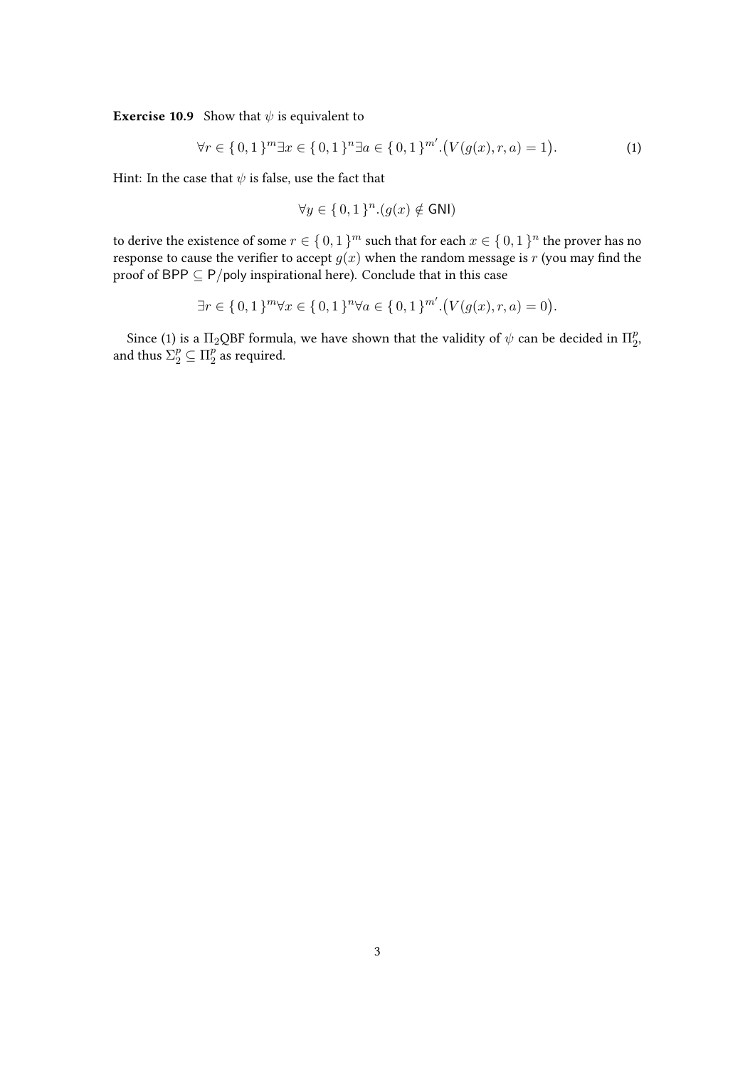**Exercise 10.9** Show that $\psi$ is equivalent to

$$\forall r \in \{0,1\}^m \exists x \in \{0,1\}^n \exists a \in \{0,1\}^{m'}.\big(V(g(x), r, a) = 1\big). \tag{1}$$

Hint: In the case that $\psi$ is false, use the fact that

$$\forall y \in \{0,1\}^n.(g(x) \notin \mathsf{GNI})$$

to derive the existence of some $r \in \{0,1\}^m$ such that for each $x \in \{0,1\}^n$ the prover has no response to cause the verifier to accept $g(x)$ when the random message is $r$ (you may find the proof of $\mathsf{BPP} \subseteq \mathsf{P/poly}$ inspirational here). Conclude that in this case

$$\exists r \in \{0,1\}^m \forall x \in \{0,1\}^n \forall a \in \{0,1\}^{m'}.\big(V(g(x), r, a) = 0\big).$$

Since (1) is a $\Pi_2$QBF formula, we have shown that the validity of $\psi$ can be decided in $\Pi_2^p$, and thus $\Sigma_2^p \subseteq \Pi_2^p$ as required.